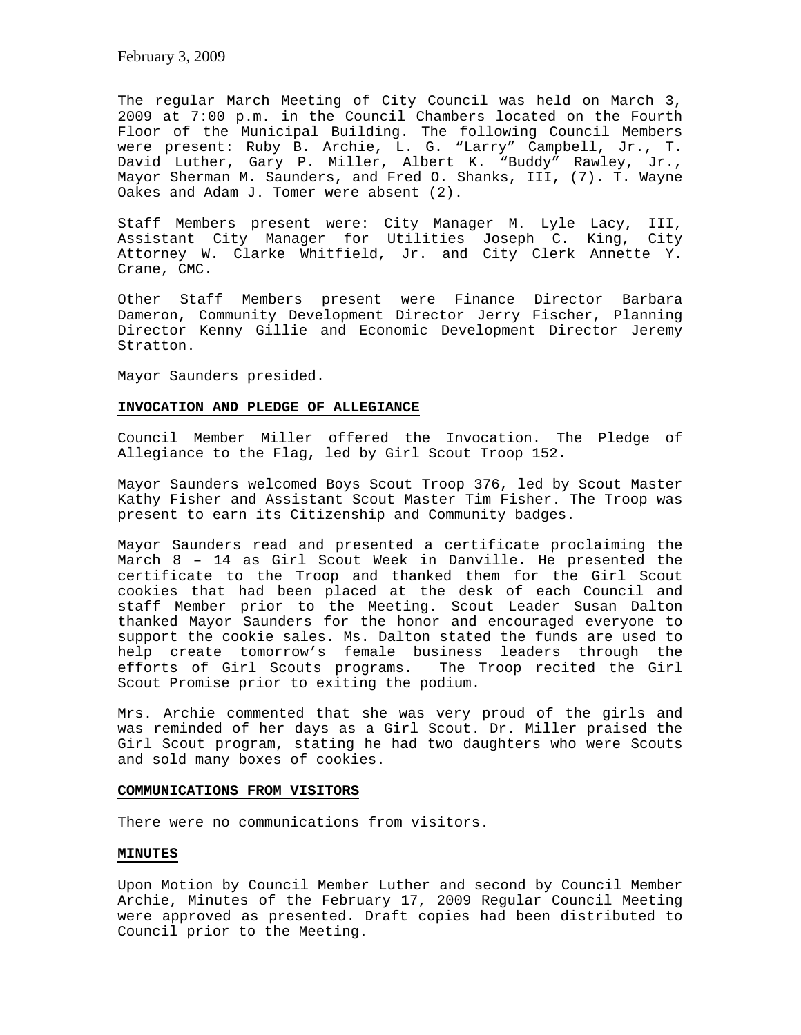February 3, 2009

The regular March Meeting of City Council was held on March 3, 2009 at 7:00 p.m. in the Council Chambers located on the Fourth Floor of the Municipal Building. The following Council Members were present: Ruby B. Archie, L. G. "Larry" Campbell, Jr., T. David Luther, Gary P. Miller, Albert K. "Buddy" Rawley, Jr., Mayor Sherman M. Saunders, and Fred O. Shanks, III, (7). T. Wayne Oakes and Adam J. Tomer were absent (2).

Staff Members present were: City Manager M. Lyle Lacy, III, Assistant City Manager for Utilities Joseph C. King, City Attorney W. Clarke Whitfield, Jr. and City Clerk Annette Y. Crane, CMC.

Other Staff Members present were Finance Director Barbara Dameron, Community Development Director Jerry Fischer, Planning Director Kenny Gillie and Economic Development Director Jeremy Stratton.

Mayor Saunders presided.

**INVOCATION AND PLEDGE OF ALLEGIANCE**

Council Member Miller offered the Invocation. The Pledge of Allegiance to the Flag, led by Girl Scout Troop 152.

Mayor Saunders welcomed Boys Scout Troop 376, led by Scout Master Kathy Fisher and Assistant Scout Master Tim Fisher. The Troop was present to earn its Citizenship and Community badges.

Mayor Saunders read and presented a certificate proclaiming the March 8 – 14 as Girl Scout Week in Danville. He presented the certificate to the Troop and thanked them for the Girl Scout cookies that had been placed at the desk of each Council and staff Member prior to the Meeting. Scout Leader Susan Dalton thanked Mayor Saunders for the honor and encouraged everyone to support the cookie sales. Ms. Dalton stated the funds are used to help create tomorrow's female business leaders through the efforts of Girl Scouts programs. The Troop recited the Girl Scout Promise prior to exiting the podium.

Mrs. Archie commented that she was very proud of the girls and was reminded of her days as a Girl Scout. Dr. Miller praised the Girl Scout program, stating he had two daughters who were Scouts and sold many boxes of cookies.

**COMMUNICATIONS FROM VISITORS**

There were no communications from visitors.

**MINUTES**

Upon Motion by Council Member Luther and second by Council Member Archie, Minutes of the February 17, 2009 Regular Council Meeting were approved as presented. Draft copies had been distributed to Council prior to the Meeting.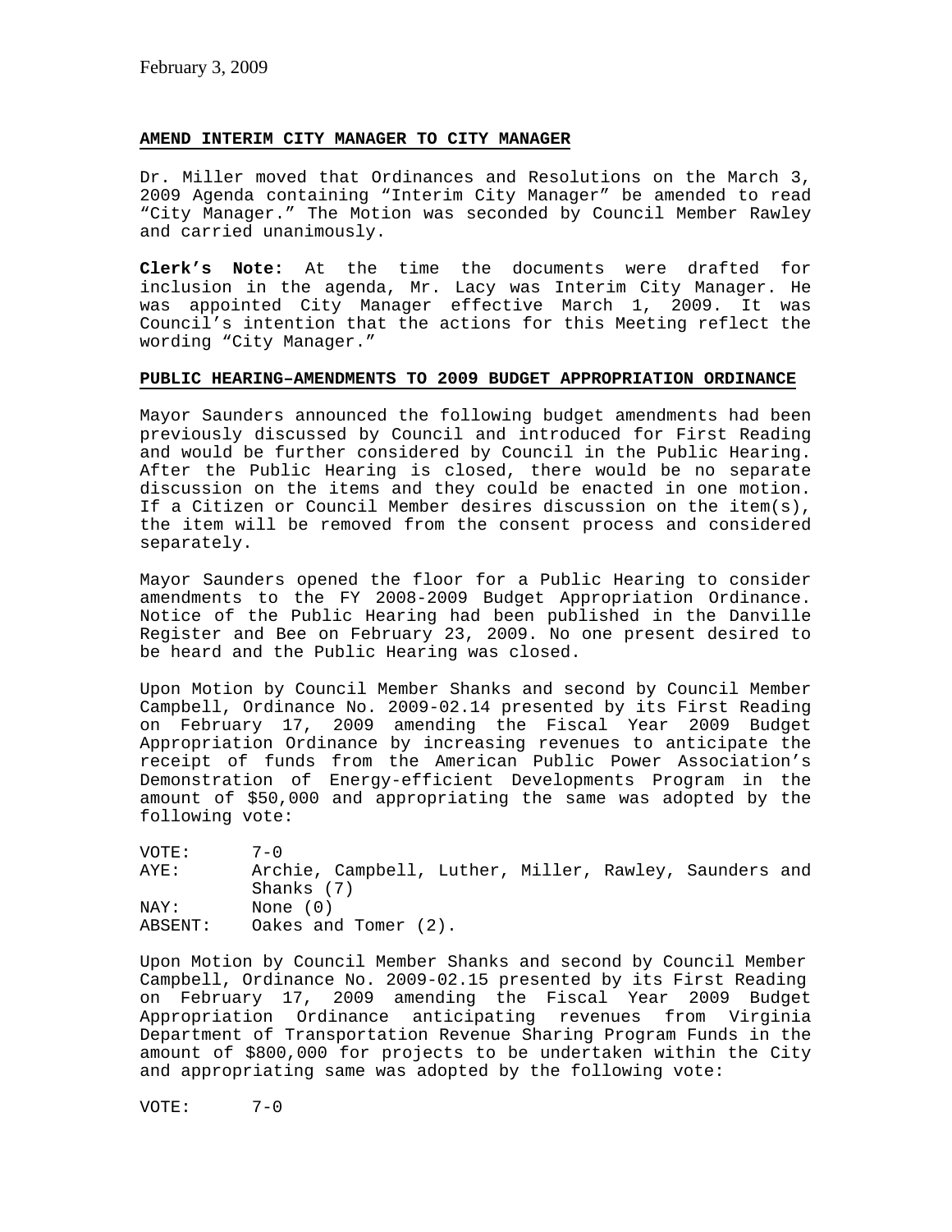**AMEND INTERIM CITY MANAGER TO CITY MANAGER**

Dr. Miller moved that Ordinances and Resolutions on the March 3, 2009 Agenda containing "Interim City Manager" be amended to read "City Manager." The Motion was seconded by Council Member Rawley and carried unanimously.

**Clerk's Note:** At the time the documents were drafted for inclusion in the agenda, Mr. Lacy was Interim City Manager. He was appointed City Manager effective March 1, 2009. It was Council's intention that the actions for this Meeting reflect the wording "City Manager."

**PUBLIC HEARING–AMENDMENTS TO 2009 BUDGET APPROPRIATION ORDINANCE**

Mayor Saunders announced the following budget amendments had been previously discussed by Council and introduced for First Reading and would be further considered by Council in the Public Hearing. After the Public Hearing is closed, there would be no separate discussion on the items and they could be enacted in one motion. If a Citizen or Council Member desires discussion on the item(s), the item will be removed from the consent process and considered separately.

Mayor Saunders opened the floor for a Public Hearing to consider amendments to the FY 2008-2009 Budget Appropriation Ordinance. Notice of the Public Hearing had been published in the Danville Register and Bee on February 23, 2009. No one present desired to be heard and the Public Hearing was closed.

Upon Motion by Council Member Shanks and second by Council Member Campbell, Ordinance No. 2009-02.14 presented by its First Reading on February 17, 2009 amending the Fiscal Year 2009 Budget Appropriation Ordinance by increasing revenues to anticipate the receipt of funds from the American Public Power Association's Demonstration of Energy-efficient Developments Program in the amount of $50,000 and appropriating the same was adopted by the following vote:

VOTE: 7-0
AYE: Archie, Campbell, Luther, Miller, Rawley, Saunders and Shanks (7)
NAY: None (0)
ABSENT: Oakes and Tomer (2).

Upon Motion by Council Member Shanks and second by Council Member Campbell, Ordinance No. 2009-02.15 presented by its First Reading on February 17, 2009 amending the Fiscal Year 2009 Budget Appropriation Ordinance anticipating revenues from Virginia Department of Transportation Revenue Sharing Program Funds in the amount of $800,000 for projects to be undertaken within the City and appropriating same was adopted by the following vote:

VOTE: 7-0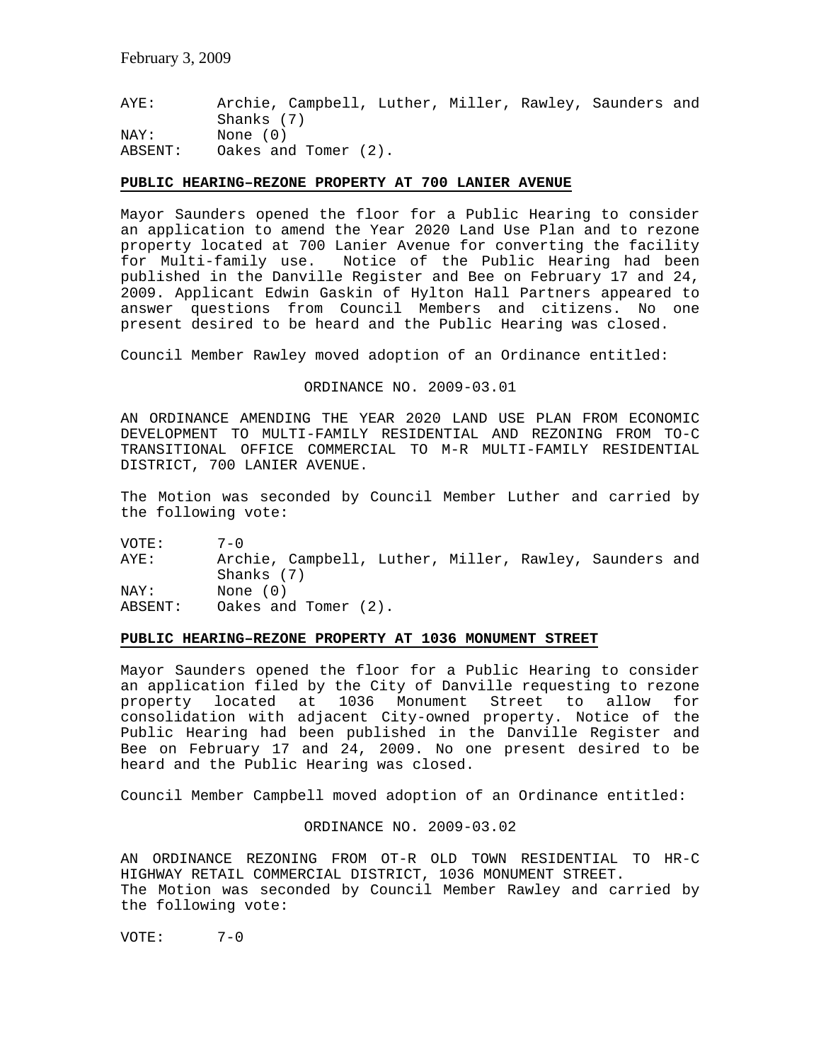AYE: Archie, Campbell, Luther, Miller, Rawley, Saunders and Shanks (7)
NAY: None (0)
ABSENT: Oakes and Tomer (2).

**PUBLIC HEARING–REZONE PROPERTY AT 700 LANIER AVENUE**

Mayor Saunders opened the floor for a Public Hearing to consider an application to amend the Year 2020 Land Use Plan and to rezone property located at 700 Lanier Avenue for converting the facility for Multi-family use. Notice of the Public Hearing had been published in the Danville Register and Bee on February 17 and 24, 2009. Applicant Edwin Gaskin of Hylton Hall Partners appeared to answer questions from Council Members and citizens. No one present desired to be heard and the Public Hearing was closed.

Council Member Rawley moved adoption of an Ordinance entitled:

ORDINANCE NO. 2009-03.01

AN ORDINANCE AMENDING THE YEAR 2020 LAND USE PLAN FROM ECONOMIC DEVELOPMENT TO MULTI-FAMILY RESIDENTIAL AND REZONING FROM TO-C TRANSITIONAL OFFICE COMMERCIAL TO M-R MULTI-FAMILY RESIDENTIAL DISTRICT, 700 LANIER AVENUE.

The Motion was seconded by Council Member Luther and carried by the following vote:

VOTE: 7-0
AYE: Archie, Campbell, Luther, Miller, Rawley, Saunders and Shanks (7)
NAY: None (0)
ABSENT: Oakes and Tomer (2).

**PUBLIC HEARING–REZONE PROPERTY AT 1036 MONUMENT STREET**

Mayor Saunders opened the floor for a Public Hearing to consider an application filed by the City of Danville requesting to rezone property located at 1036 Monument Street to allow for consolidation with adjacent City-owned property. Notice of the Public Hearing had been published in the Danville Register and Bee on February 17 and 24, 2009. No one present desired to be heard and the Public Hearing was closed.

Council Member Campbell moved adoption of an Ordinance entitled:

ORDINANCE NO. 2009-03.02

AN ORDINANCE REZONING FROM OT-R OLD TOWN RESIDENTIAL TO HR-C HIGHWAY RETAIL COMMERCIAL DISTRICT, 1036 MONUMENT STREET.
The Motion was seconded by Council Member Rawley and carried by the following vote:

VOTE: 7-0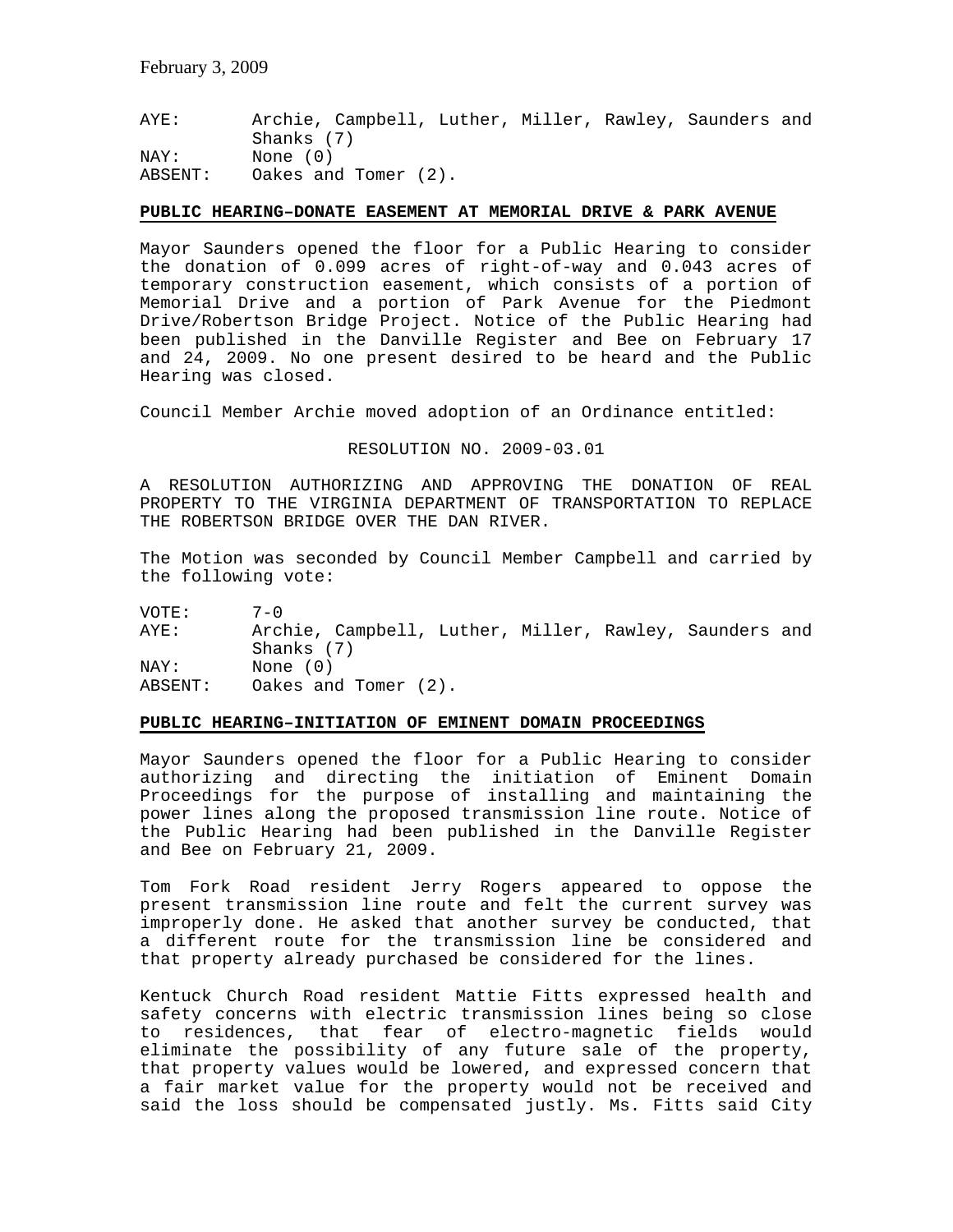AYE: Archie, Campbell, Luther, Miller, Rawley, Saunders and Shanks (7)
NAY: None (0)
ABSENT: Oakes and Tomer (2).

**PUBLIC HEARING–DONATE EASEMENT AT MEMORIAL DRIVE & PARK AVENUE**

Mayor Saunders opened the floor for a Public Hearing to consider the donation of 0.099 acres of right-of-way and 0.043 acres of temporary construction easement, which consists of a portion of Memorial Drive and a portion of Park Avenue for the Piedmont Drive/Robertson Bridge Project. Notice of the Public Hearing had been published in the Danville Register and Bee on February 17 and 24, 2009. No one present desired to be heard and the Public Hearing was closed.

Council Member Archie moved adoption of an Ordinance entitled:

RESOLUTION NO. 2009-03.01

A RESOLUTION AUTHORIZING AND APPROVING THE DONATION OF REAL PROPERTY TO THE VIRGINIA DEPARTMENT OF TRANSPORTATION TO REPLACE THE ROBERTSON BRIDGE OVER THE DAN RIVER.

The Motion was seconded by Council Member Campbell and carried by the following vote:

VOTE: 7-0
AYE: Archie, Campbell, Luther, Miller, Rawley, Saunders and Shanks (7)
NAY: None (0)
ABSENT: Oakes and Tomer (2).

**PUBLIC HEARING–INITIATION OF EMINENT DOMAIN PROCEEDINGS**

Mayor Saunders opened the floor for a Public Hearing to consider authorizing and directing the initiation of Eminent Domain Proceedings for the purpose of installing and maintaining the power lines along the proposed transmission line route. Notice of the Public Hearing had been published in the Danville Register and Bee on February 21, 2009.

Tom Fork Road resident Jerry Rogers appeared to oppose the present transmission line route and felt the current survey was improperly done. He asked that another survey be conducted, that a different route for the transmission line be considered and that property already purchased be considered for the lines.

Kentuck Church Road resident Mattie Fitts expressed health and safety concerns with electric transmission lines being so close to residences, that fear of electro-magnetic fields would eliminate the possibility of any future sale of the property, that property values would be lowered, and expressed concern that a fair market value for the property would not be received and said the loss should be compensated justly. Ms. Fitts said City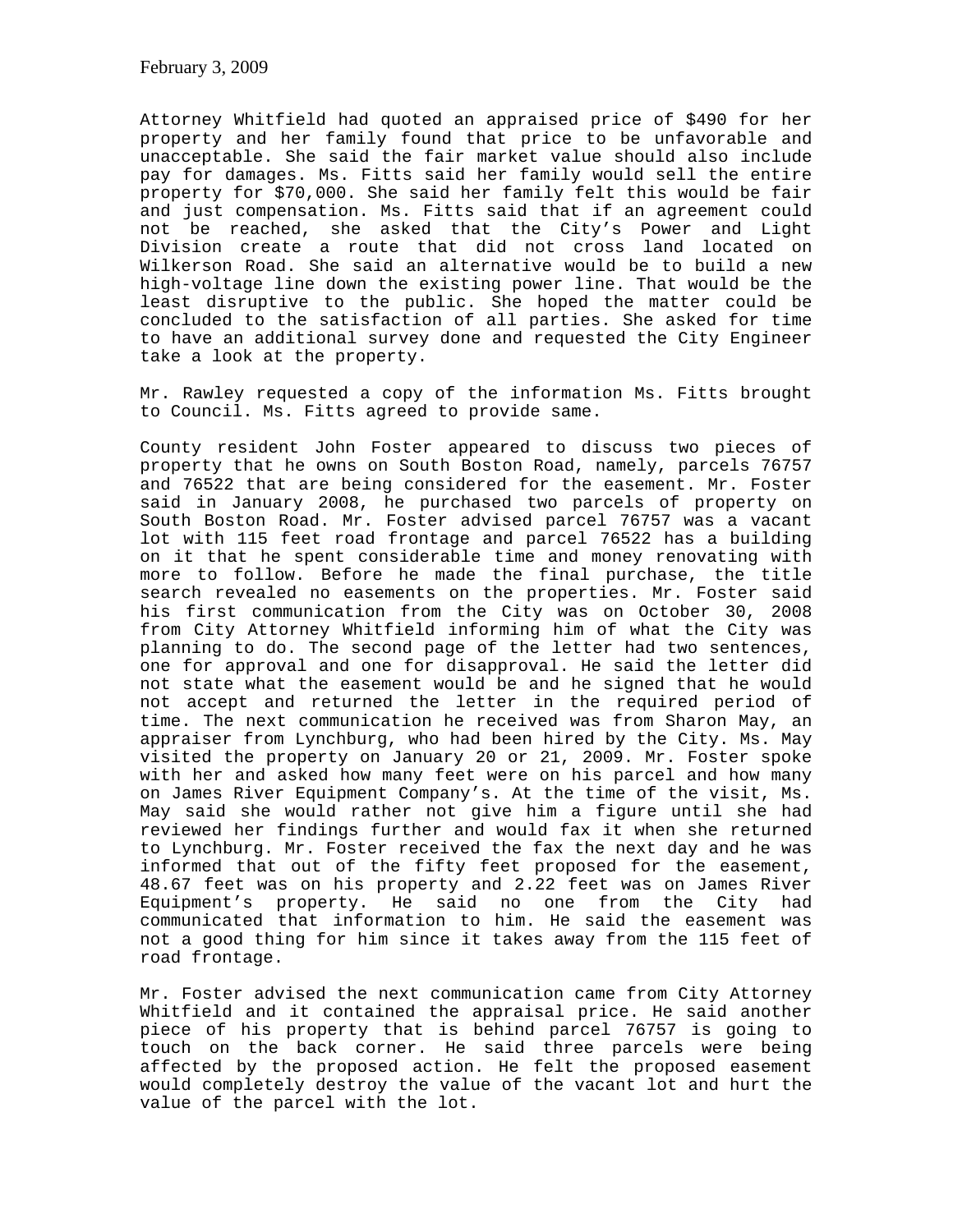Attorney Whitfield had quoted an appraised price of $490 for her property and her family found that price to be unfavorable and unacceptable. She said the fair market value should also include pay for damages. Ms. Fitts said her family would sell the entire property for $70,000. She said her family felt this would be fair and just compensation. Ms. Fitts said that if an agreement could not be reached, she asked that the City's Power and Light Division create a route that did not cross land located on Wilkerson Road. She said an alternative would be to build a new high-voltage line down the existing power line. That would be the least disruptive to the public. She hoped the matter could be concluded to the satisfaction of all parties. She asked for time to have an additional survey done and requested the City Engineer take a look at the property.

Mr. Rawley requested a copy of the information Ms. Fitts brought to Council. Ms. Fitts agreed to provide same.

County resident John Foster appeared to discuss two pieces of property that he owns on South Boston Road, namely, parcels 76757 and 76522 that are being considered for the easement. Mr. Foster said in January 2008, he purchased two parcels of property on South Boston Road. Mr. Foster advised parcel 76757 was a vacant lot with 115 feet road frontage and parcel 76522 has a building on it that he spent considerable time and money renovating with more to follow. Before he made the final purchase, the title search revealed no easements on the properties. Mr. Foster said his first communication from the City was on October 30, 2008 from City Attorney Whitfield informing him of what the City was planning to do. The second page of the letter had two sentences, one for approval and one for disapproval. He said the letter did not state what the easement would be and he signed that he would not accept and returned the letter in the required period of time. The next communication he received was from Sharon May, an appraiser from Lynchburg, who had been hired by the City. Ms. May visited the property on January 20 or 21, 2009. Mr. Foster spoke with her and asked how many feet were on his parcel and how many on James River Equipment Company's. At the time of the visit, Ms. May said she would rather not give him a figure until she had reviewed her findings further and would fax it when she returned to Lynchburg. Mr. Foster received the fax the next day and he was informed that out of the fifty feet proposed for the easement, 48.67 feet was on his property and 2.22 feet was on James River Equipment's property. He said no one from the City had communicated that information to him. He said the easement was not a good thing for him since it takes away from the 115 feet of road frontage.

Mr. Foster advised the next communication came from City Attorney Whitfield and it contained the appraisal price. He said another piece of his property that is behind parcel 76757 is going to touch on the back corner. He said three parcels were being affected by the proposed action. He felt the proposed easement would completely destroy the value of the vacant lot and hurt the value of the parcel with the lot.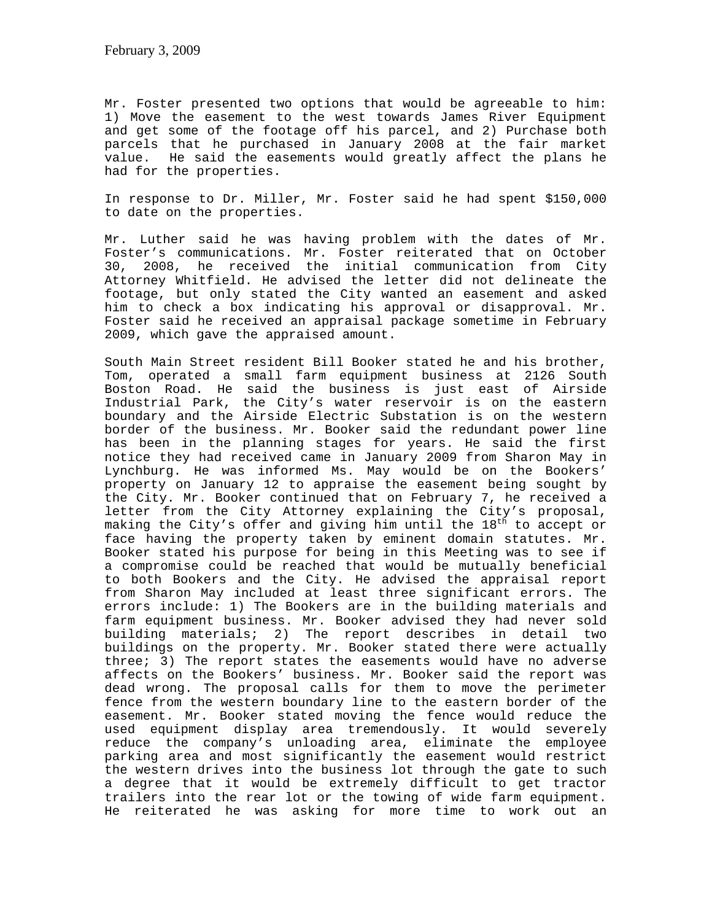Mr. Foster presented two options that would be agreeable to him: 1) Move the easement to the west towards James River Equipment and get some of the footage off his parcel, and 2) Purchase both parcels that he purchased in January 2008 at the fair market value. He said the easements would greatly affect the plans he had for the properties.

In response to Dr. Miller, Mr. Foster said he had spent $150,000 to date on the properties.

Mr. Luther said he was having problem with the dates of Mr. Foster's communications. Mr. Foster reiterated that on October 30, 2008, he received the initial communication from City Attorney Whitfield. He advised the letter did not delineate the footage, but only stated the City wanted an easement and asked him to check a box indicating his approval or disapproval. Mr. Foster said he received an appraisal package sometime in February 2009, which gave the appraised amount.

South Main Street resident Bill Booker stated he and his brother, Tom, operated a small farm equipment business at 2126 South Boston Road. He said the business is just east of Airside Industrial Park, the City's water reservoir is on the eastern boundary and the Airside Electric Substation is on the western border of the business. Mr. Booker said the redundant power line has been in the planning stages for years. He said the first notice they had received came in January 2009 from Sharon May in Lynchburg. He was informed Ms. May would be on the Bookers' property on January 12 to appraise the easement being sought by the City. Mr. Booker continued that on February 7, he received a letter from the City Attorney explaining the City's proposal, making the City's offer and giving him until the 18th to accept or face having the property taken by eminent domain statutes. Mr. Booker stated his purpose for being in this Meeting was to see if a compromise could be reached that would be mutually beneficial to both Bookers and the City. He advised the appraisal report from Sharon May included at least three significant errors. The errors include: 1) The Bookers are in the building materials and farm equipment business. Mr. Booker advised they had never sold building materials; 2) The report describes in detail two buildings on the property. Mr. Booker stated there were actually three; 3) The report states the easements would have no adverse affects on the Bookers' business. Mr. Booker said the report was dead wrong. The proposal calls for them to move the perimeter fence from the western boundary line to the eastern border of the easement. Mr. Booker stated moving the fence would reduce the used equipment display area tremendously. It would severely reduce the company's unloading area, eliminate the employee parking area and most significantly the easement would restrict the western drives into the business lot through the gate to such a degree that it would be extremely difficult to get tractor trailers into the rear lot or the towing of wide farm equipment. He reiterated he was asking for more time to work out an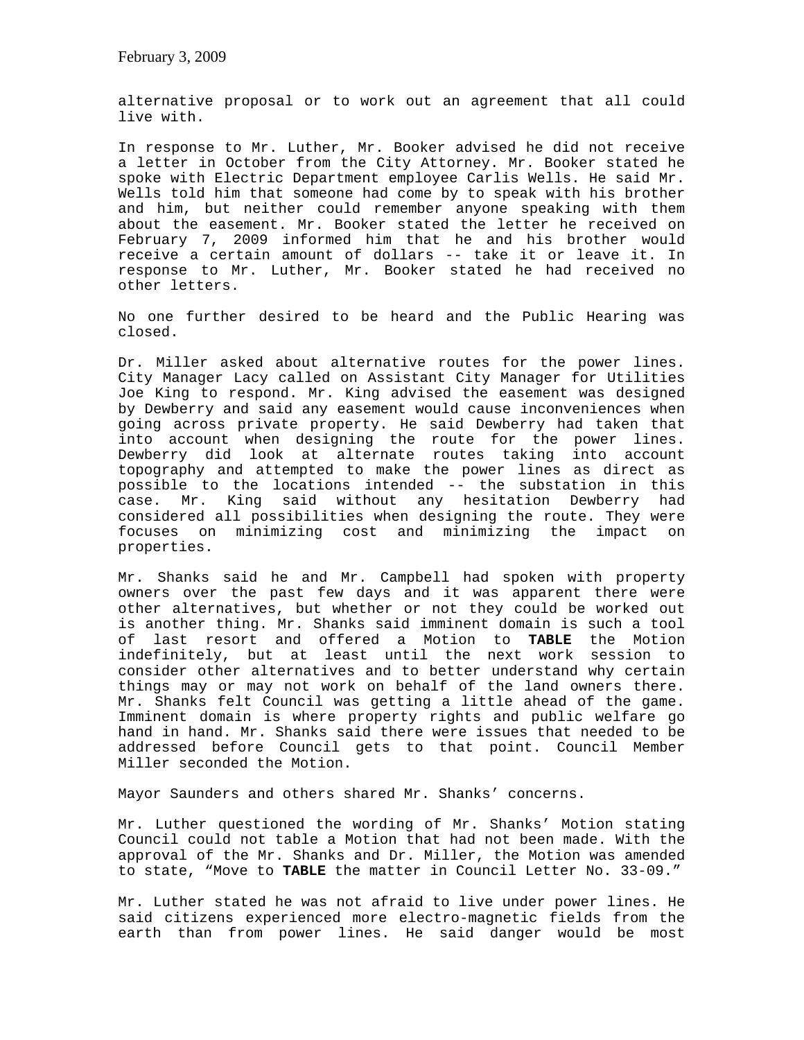alternative proposal or to work out an agreement that all could live with.

In response to Mr. Luther, Mr. Booker advised he did not receive a letter in October from the City Attorney. Mr. Booker stated he spoke with Electric Department employee Carlis Wells. He said Mr. Wells told him that someone had come by to speak with his brother and him, but neither could remember anyone speaking with them about the easement. Mr. Booker stated the letter he received on February 7, 2009 informed him that he and his brother would receive a certain amount of dollars -- take it or leave it. In response to Mr. Luther, Mr. Booker stated he had received no other letters.

No one further desired to be heard and the Public Hearing was closed.

Dr. Miller asked about alternative routes for the power lines. City Manager Lacy called on Assistant City Manager for Utilities Joe King to respond. Mr. King advised the easement was designed by Dewberry and said any easement would cause inconveniences when going across private property. He said Dewberry had taken that into account when designing the route for the power lines. Dewberry did look at alternate routes taking into account topography and attempted to make the power lines as direct as possible to the locations intended -- the substation in this case. Mr. King said without any hesitation Dewberry had considered all possibilities when designing the route. They were focuses on minimizing cost and minimizing the impact on properties.

Mr. Shanks said he and Mr. Campbell had spoken with property owners over the past few days and it was apparent there were other alternatives, but whether or not they could be worked out is another thing. Mr. Shanks said imminent domain is such a tool of last resort and offered a Motion to **TABLE** the Motion indefinitely, but at least until the next work session to consider other alternatives and to better understand why certain things may or may not work on behalf of the land owners there. Mr. Shanks felt Council was getting a little ahead of the game. Imminent domain is where property rights and public welfare go hand in hand. Mr. Shanks said there were issues that needed to be addressed before Council gets to that point. Council Member Miller seconded the Motion.

Mayor Saunders and others shared Mr. Shanks' concerns.

Mr. Luther questioned the wording of Mr. Shanks' Motion stating Council could not table a Motion that had not been made. With the approval of the Mr. Shanks and Dr. Miller, the Motion was amended to state, "Move to **TABLE** the matter in Council Letter No. 33-09."

Mr. Luther stated he was not afraid to live under power lines. He said citizens experienced more electro-magnetic fields from the earth than from power lines. He said danger would be most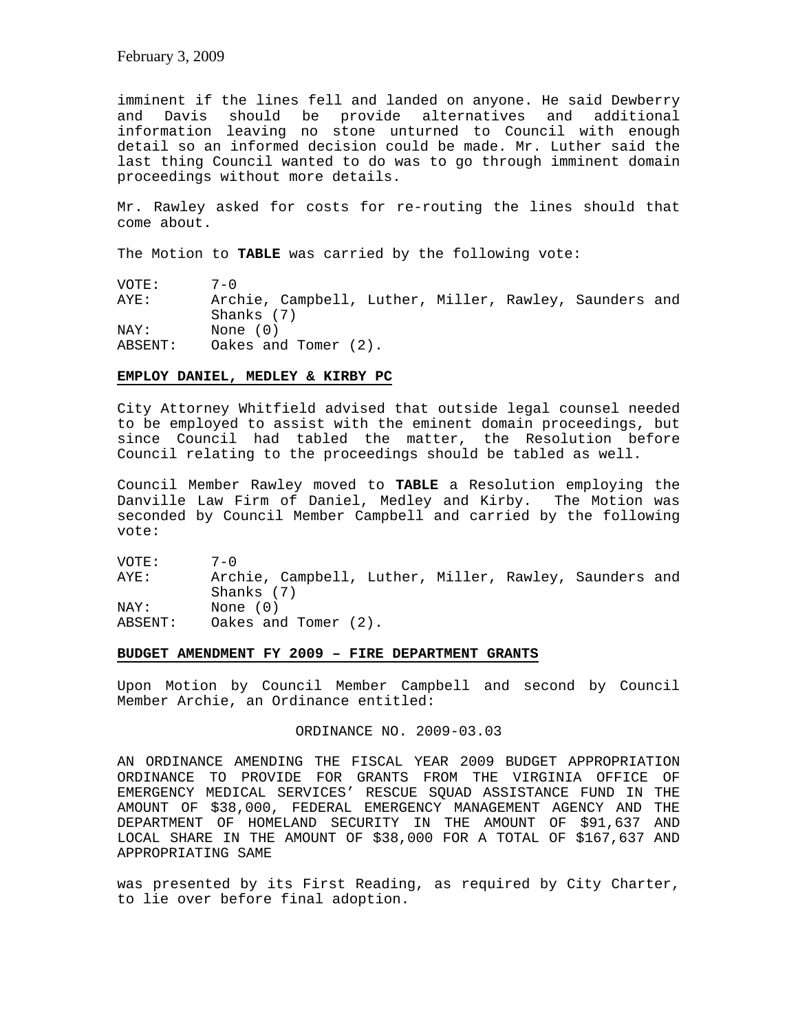imminent if the lines fell and landed on anyone. He said Dewberry and Davis should be provide alternatives and additional information leaving no stone unturned to Council with enough detail so an informed decision could be made. Mr. Luther said the last thing Council wanted to do was to go through imminent domain proceedings without more details.

Mr. Rawley asked for costs for re-routing the lines should that come about.

The Motion to **TABLE** was carried by the following vote:

VOTE: 7-0
AYE: Archie, Campbell, Luther, Miller, Rawley, Saunders and Shanks (7)
NAY: None (0)
ABSENT: Oakes and Tomer (2).

**EMPLOY DANIEL, MEDLEY & KIRBY PC**

City Attorney Whitfield advised that outside legal counsel needed to be employed to assist with the eminent domain proceedings, but since Council had tabled the matter, the Resolution before Council relating to the proceedings should be tabled as well.

Council Member Rawley moved to **TABLE** a Resolution employing the Danville Law Firm of Daniel, Medley and Kirby. The Motion was seconded by Council Member Campbell and carried by the following vote:

VOTE: 7-0
AYE: Archie, Campbell, Luther, Miller, Rawley, Saunders and Shanks (7)
NAY: None (0)
ABSENT: Oakes and Tomer (2).

**BUDGET AMENDMENT FY 2009 – FIRE DEPARTMENT GRANTS**

Upon Motion by Council Member Campbell and second by Council Member Archie, an Ordinance entitled:

ORDINANCE NO. 2009-03.03

AN ORDINANCE AMENDING THE FISCAL YEAR 2009 BUDGET APPROPRIATION ORDINANCE TO PROVIDE FOR GRANTS FROM THE VIRGINIA OFFICE OF EMERGENCY MEDICAL SERVICES' RESCUE SQUAD ASSISTANCE FUND IN THE AMOUNT OF $38,000, FEDERAL EMERGENCY MANAGEMENT AGENCY AND THE DEPARTMENT OF HOMELAND SECURITY IN THE AMOUNT OF $91,637 AND LOCAL SHARE IN THE AMOUNT OF $38,000 FOR A TOTAL OF $167,637 AND APPROPRIATING SAME

was presented by its First Reading, as required by City Charter, to lie over before final adoption.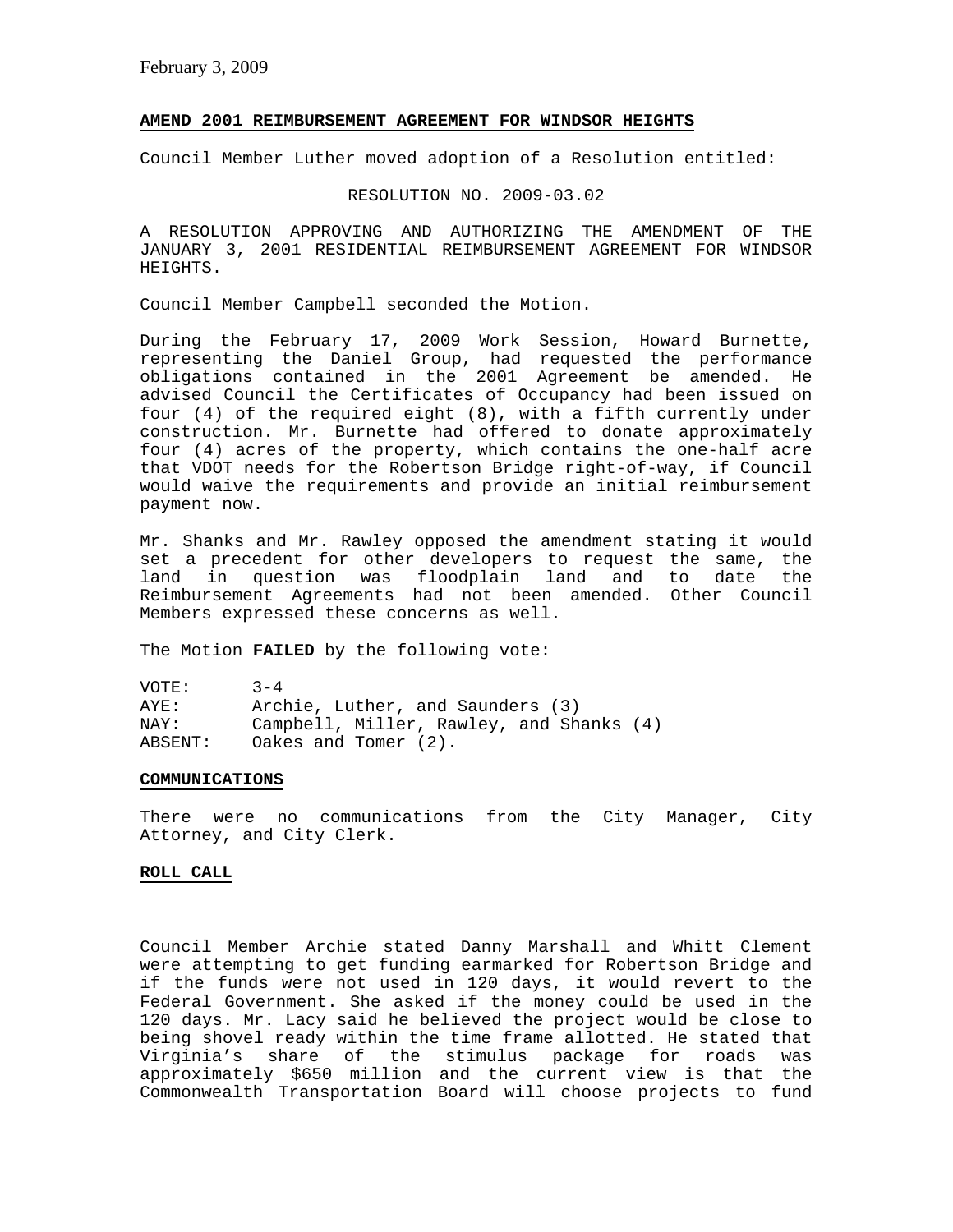## AMEND 2001 REIMBURSEMENT AGREEMENT FOR WINDSOR HEIGHTS

Council Member Luther moved adoption of a Resolution entitled:

RESOLUTION NO. 2009-03.02

A RESOLUTION APPROVING AND AUTHORIZING THE AMENDMENT OF THE JANUARY 3, 2001 RESIDENTIAL REIMBURSEMENT AGREEMENT FOR WINDSOR HEIGHTS.

Council Member Campbell seconded the Motion.

During the February 17, 2009 Work Session, Howard Burnette, representing the Daniel Group, had requested the performance obligations contained in the 2001 Agreement be amended. He advised Council the Certificates of Occupancy had been issued on four (4) of the required eight (8), with a fifth currently under construction. Mr. Burnette had offered to donate approximately four (4) acres of the property, which contains the one-half acre that VDOT needs for the Robertson Bridge right-of-way, if Council would waive the requirements and provide an initial reimbursement payment now.

Mr. Shanks and Mr. Rawley opposed the amendment stating it would set a precedent for other developers to request the same, the land in question was floodplain land and to date the Reimbursement Agreements had not been amended. Other Council Members expressed these concerns as well.

The Motion **FAILED** by the following vote:

| | |
|---|---|
| VOTE: | 3-4 |
| AYE: | Archie, Luther, and Saunders (3) |
| NAY: | Campbell, Miller, Rawley, and Shanks (4) |
| ABSENT: | Oakes and Tomer (2). |

## COMMUNICATIONS

There were no communications from the City Manager, City Attorney, and City Clerk.

## ROLL CALL

Council Member Archie stated Danny Marshall and Whitt Clement were attempting to get funding earmarked for Robertson Bridge and if the funds were not used in 120 days, it would revert to the Federal Government. She asked if the money could be used in the 120 days. Mr. Lacy said he believed the project would be close to being shovel ready within the time frame allotted. He stated that Virginia's share of the stimulus package for roads was approximately $650 million and the current view is that the Commonwealth Transportation Board will choose projects to fund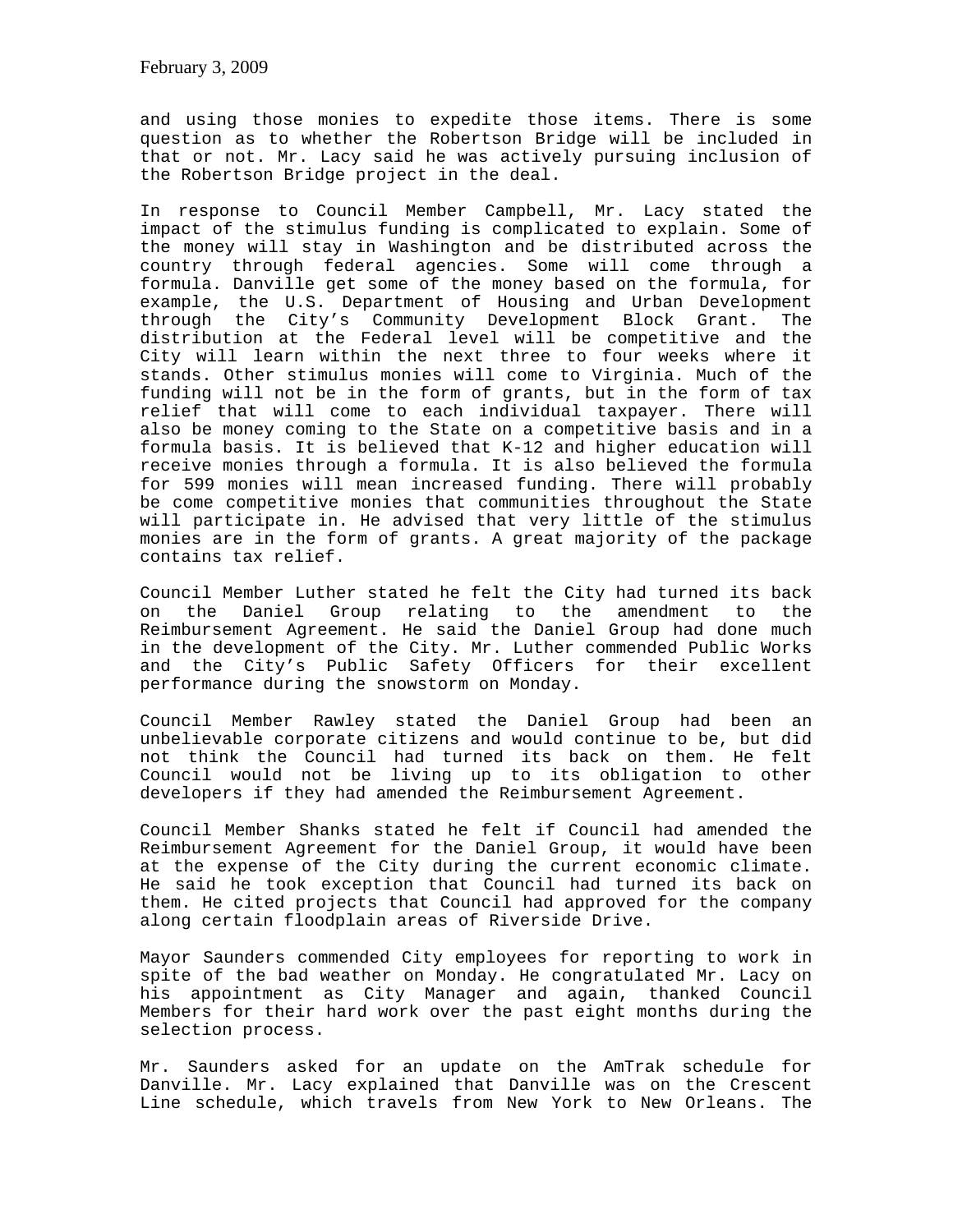and using those monies to expedite those items. There is some question as to whether the Robertson Bridge will be included in that or not. Mr. Lacy said he was actively pursuing inclusion of the Robertson Bridge project in the deal.

In response to Council Member Campbell, Mr. Lacy stated the impact of the stimulus funding is complicated to explain. Some of the money will stay in Washington and be distributed across the country through federal agencies. Some will come through a formula. Danville get some of the money based on the formula, for example, the U.S. Department of Housing and Urban Development through the City's Community Development Block Grant. The distribution at the Federal level will be competitive and the City will learn within the next three to four weeks where it stands. Other stimulus monies will come to Virginia. Much of the funding will not be in the form of grants, but in the form of tax relief that will come to each individual taxpayer. There will also be money coming to the State on a competitive basis and in a formula basis. It is believed that K-12 and higher education will receive monies through a formula. It is also believed the formula for 599 monies will mean increased funding. There will probably be come competitive monies that communities throughout the State will participate in. He advised that very little of the stimulus monies are in the form of grants. A great majority of the package contains tax relief.

Council Member Luther stated he felt the City had turned its back on the Daniel Group relating to the amendment to the Reimbursement Agreement. He said the Daniel Group had done much in the development of the City. Mr. Luther commended Public Works and the City's Public Safety Officers for their excellent performance during the snowstorm on Monday.

Council Member Rawley stated the Daniel Group had been an unbelievable corporate citizens and would continue to be, but did not think the Council had turned its back on them. He felt Council would not be living up to its obligation to other developers if they had amended the Reimbursement Agreement.

Council Member Shanks stated he felt if Council had amended the Reimbursement Agreement for the Daniel Group, it would have been at the expense of the City during the current economic climate. He said he took exception that Council had turned its back on them. He cited projects that Council had approved for the company along certain floodplain areas of Riverside Drive.

Mayor Saunders commended City employees for reporting to work in spite of the bad weather on Monday. He congratulated Mr. Lacy on his appointment as City Manager and again, thanked Council Members for their hard work over the past eight months during the selection process.

Mr. Saunders asked for an update on the AmTrak schedule for Danville. Mr. Lacy explained that Danville was on the Crescent Line schedule, which travels from New York to New Orleans. The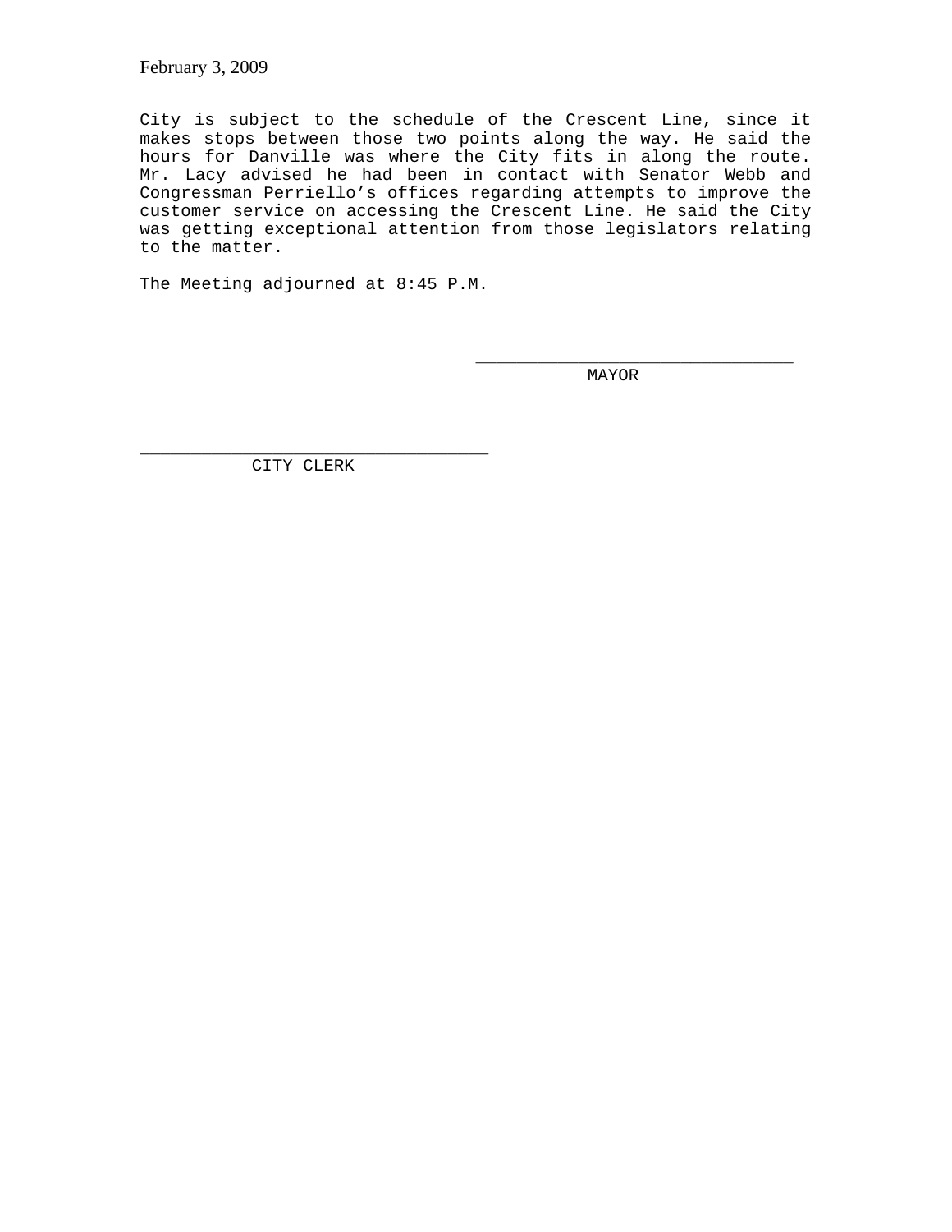City is subject to the schedule of the Crescent Line, since it makes stops between those two points along the way. He said the hours for Danville was where the City fits in along the route. Mr. Lacy advised he had been in contact with Senator Webb and Congressman Perriello's offices regarding attempts to improve the customer service on accessing the Crescent Line. He said the City was getting exceptional attention from those legislators relating to the matter.

The Meeting adjourned at 8:45 P.M.

\_\_\_\_\_\_\_\_\_\_\_\_\_\_\_\_\_\_\_\_\_\_\_\_\_\_\_\_\_\_\_\_
MAYOR

\_\_\_\_\_\_\_\_\_\_\_\_\_\_\_\_\_\_\_\_\_\_\_\_\_\_\_\_\_\_\_\_\_\_\_
CITY CLERK